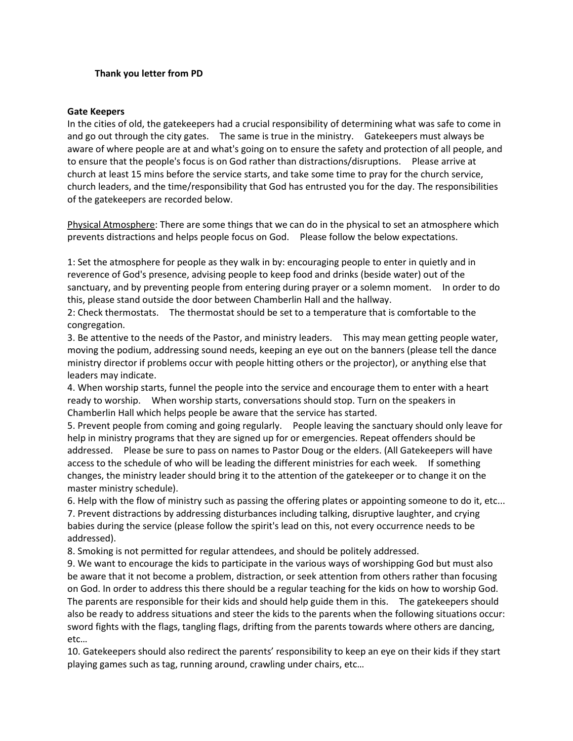**Thank you letter from PD**

**Gate Keepers**

In the cities of old, the gatekeepers had a crucial responsibility of determining what was safe to come in and go out through the city gates. The same is true in the ministry. Gatekeepers must always be aware of where people are at and what's going on to ensure the safety and protection of all people, and to ensure that the people's focus is on God rather than distractions/disruptions. Please arrive at church at least 15 mins before the service starts, and take some time to pray for the church service, church leaders, and the time/responsibility that God has entrusted you for the day. The responsibilities of the gatekeepers are recorded below.

<u>Physical Atmosphere</u>: There are some things that we can do in the physical to set an atmosphere which prevents distractions and helps people focus on God. Please follow the below expectations.

1: Set the atmosphere for people as they walk in by: encouraging people to enter in quietly and in reverence of God's presence, advising people to keep food and drinks (beside water) out of the sanctuary, and by preventing people from entering during prayer or a solemn moment. In order to do this, please stand outside the door between Chamberlin Hall and the hallway.

2: Check thermostats. The thermostat should be set to a temperature that is comfortable to the congregation.

3. Be attentive to the needs of the Pastor, and ministry leaders. This may mean getting people water, moving the podium, addressing sound needs, keeping an eye out on the banners (please tell the dance ministry director if problems occur with people hitting others or the projector), or anything else that leaders may indicate.

4. When worship starts, funnel the people into the service and encourage them to enter with a heart ready to worship. When worship starts, conversations should stop. Turn on the speakers in Chamberlin Hall which helps people be aware that the service has started.

5. Prevent people from coming and going regularly. People leaving the sanctuary should only leave for help in ministry programs that they are signed up for or emergencies. Repeat offenders should be addressed. Please be sure to pass on names to Pastor Doug or the elders. (All Gatekeepers will have access to the schedule of who will be leading the different ministries for each week. If something changes, the ministry leader should bring it to the attention of the gatekeeper or to change it on the master ministry schedule).

6. Help with the flow of ministry such as passing the offering plates or appointing someone to do it, etc...

7. Prevent distractions by addressing disturbances including talking, disruptive laughter, and crying babies during the service (please follow the spirit's lead on this, not every occurrence needs to be addressed).

8. Smoking is not permitted for regular attendees, and should be politely addressed.

9. We want to encourage the kids to participate in the various ways of worshipping God but must also be aware that it not become a problem, distraction, or seek attention from others rather than focusing on God. In order to address this there should be a regular teaching for the kids on how to worship God. The parents are responsible for their kids and should help guide them in this. The gatekeepers should also be ready to address situations and steer the kids to the parents when the following situations occur: sword fights with the flags, tangling flags, drifting from the parents towards where others are dancing, etc…

10. Gatekeepers should also redirect the parents' responsibility to keep an eye on their kids if they start playing games such as tag, running around, crawling under chairs, etc…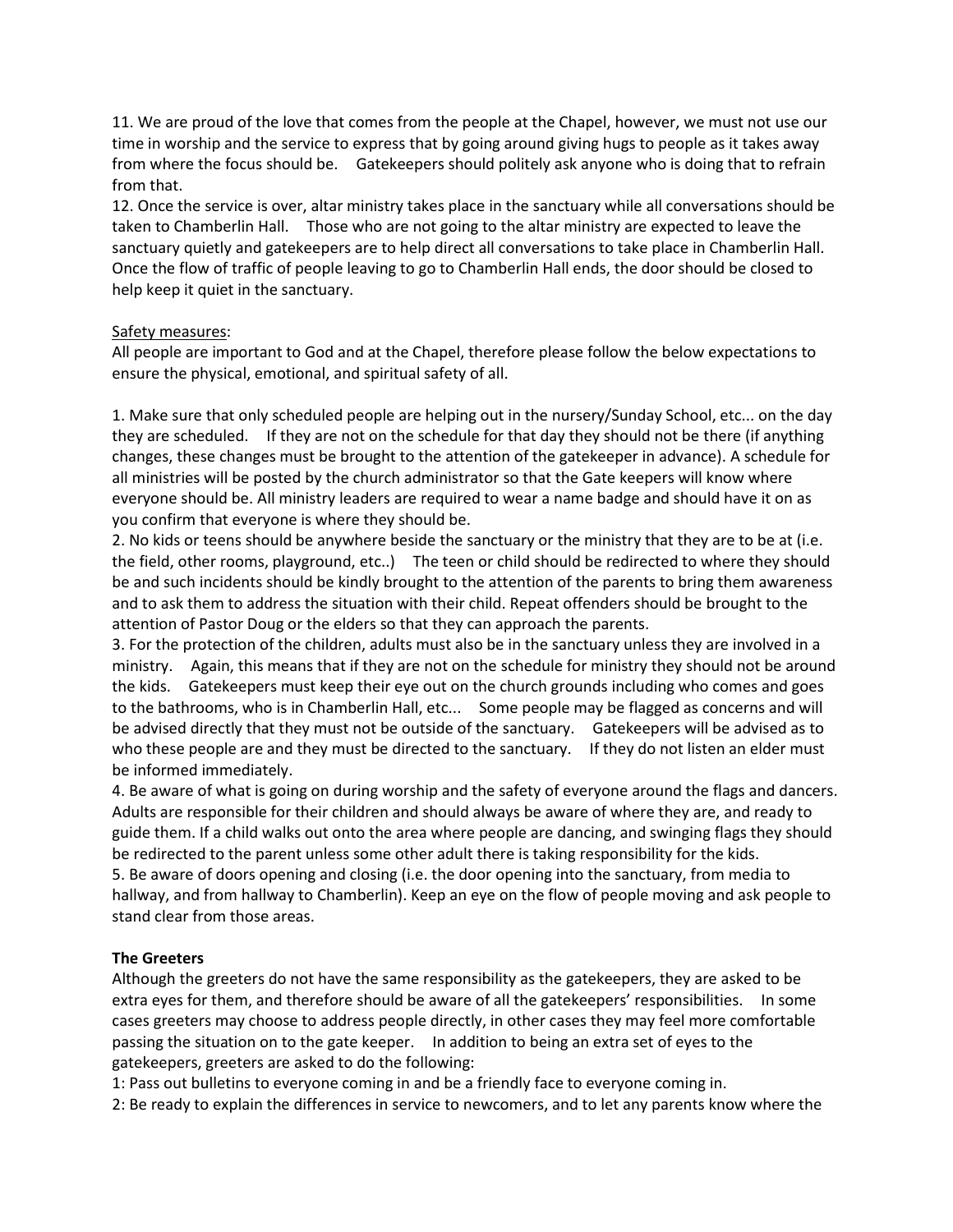11. We are proud of the love that comes from the people at the Chapel, however, we must not use our time in worship and the service to express that by going around giving hugs to people as it takes away from where the focus should be. Gatekeepers should politely ask anyone who is doing that to refrain from that.

12. Once the service is over, altar ministry takes place in the sanctuary while all conversations should be taken to Chamberlin Hall. Those who are not going to the altar ministry are expected to leave the sanctuary quietly and gatekeepers are to help direct all conversations to take place in Chamberlin Hall. Once the flow of traffic of people leaving to go to Chamberlin Hall ends, the door should be closed to help keep it quiet in the sanctuary.

<u>Safety measures</u>:

All people are important to God and at the Chapel, therefore please follow the below expectations to ensure the physical, emotional, and spiritual safety of all.

1. Make sure that only scheduled people are helping out in the nursery/Sunday School, etc... on the day they are scheduled. If they are not on the schedule for that day they should not be there (if anything changes, these changes must be brought to the attention of the gatekeeper in advance). A schedule for all ministries will be posted by the church administrator so that the Gate keepers will know where everyone should be. All ministry leaders are required to wear a name badge and should have it on as you confirm that everyone is where they should be.
2. No kids or teens should be anywhere beside the sanctuary or the ministry that they are to be at (i.e. the field, other rooms, playground, etc..) The teen or child should be redirected to where they should be and such incidents should be kindly brought to the attention of the parents to bring them awareness and to ask them to address the situation with their child. Repeat offenders should be brought to the attention of Pastor Doug or the elders so that they can approach the parents.
3. For the protection of the children, adults must also be in the sanctuary unless they are involved in a ministry. Again, this means that if they are not on the schedule for ministry they should not be around the kids. Gatekeepers must keep their eye out on the church grounds including who comes and goes to the bathrooms, who is in Chamberlin Hall, etc... Some people may be flagged as concerns and will be advised directly that they must not be outside of the sanctuary. Gatekeepers will be advised as to who these people are and they must be directed to the sanctuary. If they do not listen an elder must be informed immediately.
4. Be aware of what is going on during worship and the safety of everyone around the flags and dancers. Adults are responsible for their children and should always be aware of where they are, and ready to guide them. If a child walks out onto the area where people are dancing, and swinging flags they should be redirected to the parent unless some other adult there is taking responsibility for the kids.
5. Be aware of doors opening and closing (i.e. the door opening into the sanctuary, from media to hallway, and from hallway to Chamberlin). Keep an eye on the flow of people moving and ask people to stand clear from those areas.

**The Greeters**

Although the greeters do not have the same responsibility as the gatekeepers, they are asked to be extra eyes for them, and therefore should be aware of all the gatekeepers' responsibilities. In some cases greeters may choose to address people directly, in other cases they may feel more comfortable passing the situation on to the gate keeper. In addition to being an extra set of eyes to the gatekeepers, greeters are asked to do the following:

1: Pass out bulletins to everyone coming in and be a friendly face to everyone coming in.

2: Be ready to explain the differences in service to newcomers, and to let any parents know where the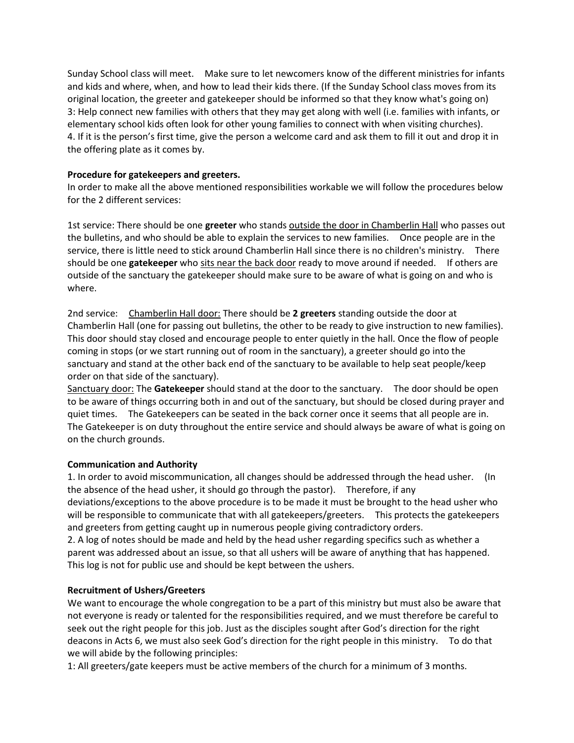Sunday School class will meet. Make sure to let newcomers know of the different ministries for infants and kids and where, when, and how to lead their kids there. (If the Sunday School class moves from its original location, the greeter and gatekeeper should be informed so that they know what's going on)
3: Help connect new families with others that they may get along with well (i.e. families with infants, or elementary school kids often look for other young families to connect with when visiting churches).
4. If it is the person's first time, give the person a welcome card and ask them to fill it out and drop it in the offering plate as it comes by.

**Procedure for gatekeepers and greeters.**
In order to make all the above mentioned responsibilities workable we will follow the procedures below for the 2 different services:

1st service: There should be one **greeter** who stands <u>outside the door in Chamberlin Hall</u> who passes out the bulletins, and who should be able to explain the services to new families. Once people are in the service, there is little need to stick around Chamberlin Hall since there is no children's ministry. There should be one **gatekeeper** who <u>sits near the back door</u> ready to move around if needed. If others are outside of the sanctuary the gatekeeper should make sure to be aware of what is going on and who is where.

2nd service: <u>Chamberlin Hall door:</u> There should be **2 greeters** standing outside the door at Chamberlin Hall (one for passing out bulletins, the other to be ready to give instruction to new families). This door should stay closed and encourage people to enter quietly in the hall. Once the flow of people coming in stops (or we start running out of room in the sanctuary), a greeter should go into the sanctuary and stand at the other back end of the sanctuary to be available to help seat people/keep order on that side of the sanctuary).
<u>Sanctuary door:</u> The **Gatekeeper** should stand at the door to the sanctuary. The door should be open to be aware of things occurring both in and out of the sanctuary, but should be closed during prayer and quiet times. The Gatekeepers can be seated in the back corner once it seems that all people are in. The Gatekeeper is on duty throughout the entire service and should always be aware of what is going on on the church grounds.

**Communication and Authority**
1. In order to avoid miscommunication, all changes should be addressed through the head usher. (In the absence of the head usher, it should go through the pastor). Therefore, if any deviations/exceptions to the above procedure is to be made it must be brought to the head usher who will be responsible to communicate that with all gatekeepers/greeters. This protects the gatekeepers and greeters from getting caught up in numerous people giving contradictory orders.
2. A log of notes should be made and held by the head usher regarding specifics such as whether a parent was addressed about an issue, so that all ushers will be aware of anything that has happened. This log is not for public use and should be kept between the ushers.

**Recruitment of Ushers/Greeters**
We want to encourage the whole congregation to be a part of this ministry but must also be aware that not everyone is ready or talented for the responsibilities required, and we must therefore be careful to seek out the right people for this job. Just as the disciples sought after God's direction for the right deacons in Acts 6, we must also seek God's direction for the right people in this ministry. To do that we will abide by the following principles:
1: All greeters/gate keepers must be active members of the church for a minimum of 3 months.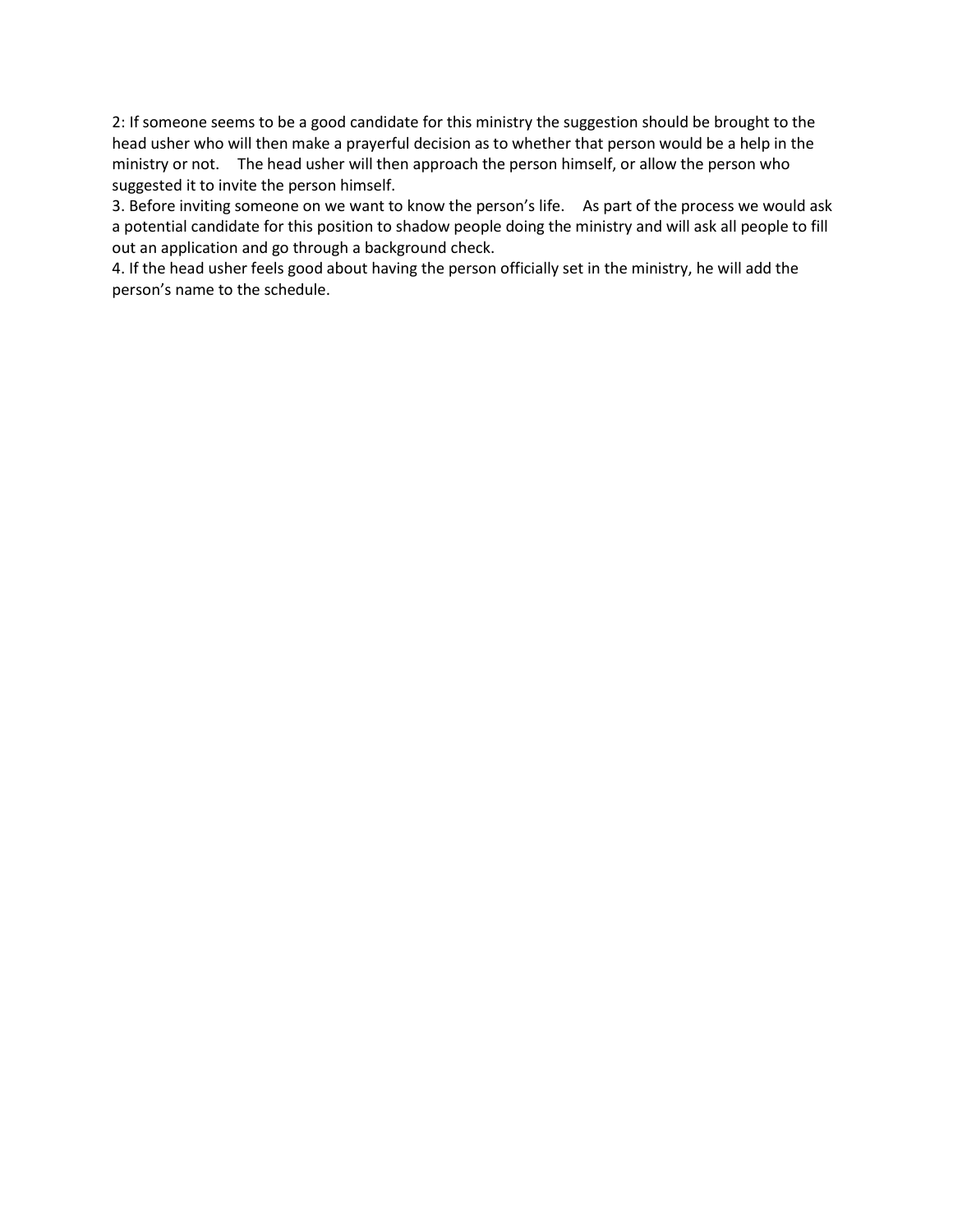2: If someone seems to be a good candidate for this ministry the suggestion should be brought to the head usher who will then make a prayerful decision as to whether that person would be a help in the ministry or not. The head usher will then approach the person himself, or allow the person who suggested it to invite the person himself.

3. Before inviting someone on we want to know the person's life. As part of the process we would ask a potential candidate for this position to shadow people doing the ministry and will ask all people to fill out an application and go through a background check.

4. If the head usher feels good about having the person officially set in the ministry, he will add the person's name to the schedule.